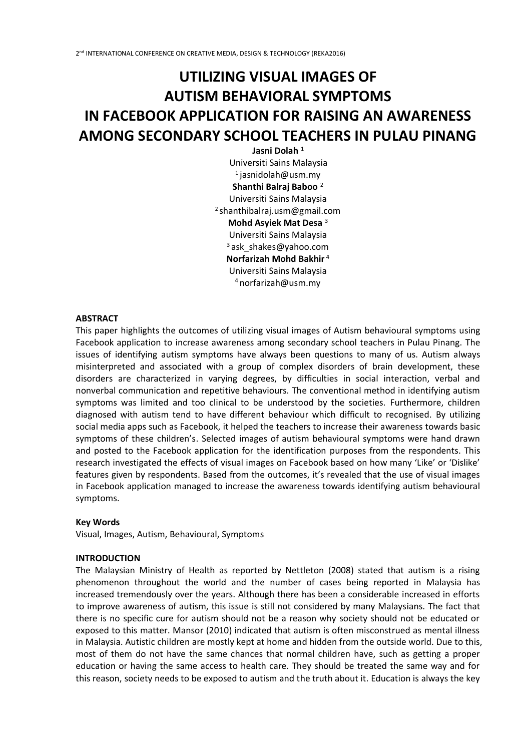# UTILIZING VISUAL IMAGES OF AUTISM BEHAVIORAL SYMPTOMS IN FACEBOOK APPLICATION FOR RAISING AN AWARENESS AMONG SECONDARY SCHOOL TEACHERS IN PULAU PINANG

**Jasni Dolah** [1]
Universiti Sains Malaysia
[1] jasnidolah@usm.my

**Shanthi Balraj Baboo** [2]
Universiti Sains Malaysia
[2] shanthibalraj.usm@gmail.com

**Mohd Asyiek Mat Desa** [3]
Universiti Sains Malaysia
[3] ask_shakes@yahoo.com

**Norfarizah Mohd Bakhir** [4]
Universiti Sains Malaysia
[4] norfarizah@usm.my

## ABSTRACT

This paper highlights the outcomes of utilizing visual images of Autism behavioural symptoms using Facebook application to increase awareness among secondary school teachers in Pulau Pinang. The issues of identifying autism symptoms have always been questions to many of us. Autism always misinterpreted and associated with a group of complex disorders of brain development, these disorders are characterized in varying degrees, by difficulties in social interaction, verbal and nonverbal communication and repetitive behaviours. The conventional method in identifying autism symptoms was limited and too clinical to be understood by the societies. Furthermore, children diagnosed with autism tend to have different behaviour which difficult to recognised. By utilizing social media apps such as Facebook, it helped the teachers to increase their awareness towards basic symptoms of these children's. Selected images of autism behavioural symptoms were hand drawn and posted to the Facebook application for the identification purposes from the respondents. This research investigated the effects of visual images on Facebook based on how many 'Like' or 'Dislike' features given by respondents. Based from the outcomes, it's revealed that the use of visual images in Facebook application managed to increase the awareness towards identifying autism behavioural symptoms.

## Key Words

Visual, Images, Autism, Behavioural, Symptoms

## INTRODUCTION

The Malaysian Ministry of Health as reported by Nettleton (2008) stated that autism is a rising phenomenon throughout the world and the number of cases being reported in Malaysia has increased tremendously over the years. Although there has been a considerable increased in efforts to improve awareness of autism, this issue is still not considered by many Malaysians. The fact that there is no specific cure for autism should not be a reason why society should not be educated or exposed to this matter. Mansor (2010) indicated that autism is often misconstrued as mental illness in Malaysia. Autistic children are mostly kept at home and hidden from the outside world. Due to this, most of them do not have the same chances that normal children have, such as getting a proper education or having the same access to health care. They should be treated the same way and for this reason, society needs to be exposed to autism and the truth about it. Education is always the key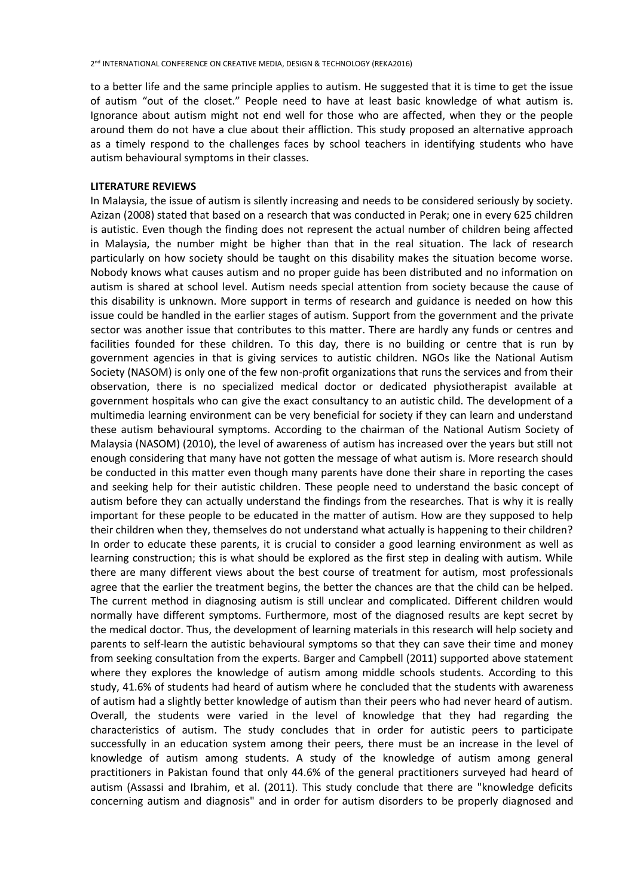to a better life and the same principle applies to autism. He suggested that it is time to get the issue of autism "out of the closet." People need to have at least basic knowledge of what autism is. Ignorance about autism might not end well for those who are affected, when they or the people around them do not have a clue about their affliction. This study proposed an alternative approach as a timely respond to the challenges faces by school teachers in identifying students who have autism behavioural symptoms in their classes.

## LITERATURE REVIEWS

In Malaysia, the issue of autism is silently increasing and needs to be considered seriously by society. Azizan (2008) stated that based on a research that was conducted in Perak; one in every 625 children is autistic. Even though the finding does not represent the actual number of children being affected in Malaysia, the number might be higher than that in the real situation. The lack of research particularly on how society should be taught on this disability makes the situation become worse. Nobody knows what causes autism and no proper guide has been distributed and no information on autism is shared at school level. Autism needs special attention from society because the cause of this disability is unknown. More support in terms of research and guidance is needed on how this issue could be handled in the earlier stages of autism. Support from the government and the private sector was another issue that contributes to this matter. There are hardly any funds or centres and facilities founded for these children. To this day, there is no building or centre that is run by government agencies in that is giving services to autistic children. NGOs like the National Autism Society (NASOM) is only one of the few non-profit organizations that runs the services and from their observation, there is no specialized medical doctor or dedicated physiotherapist available at government hospitals who can give the exact consultancy to an autistic child. The development of a multimedia learning environment can be very beneficial for society if they can learn and understand these autism behavioural symptoms. According to the chairman of the National Autism Society of Malaysia (NASOM) (2010), the level of awareness of autism has increased over the years but still not enough considering that many have not gotten the message of what autism is. More research should be conducted in this matter even though many parents have done their share in reporting the cases and seeking help for their autistic children. These people need to understand the basic concept of autism before they can actually understand the findings from the researches. That is why it is really important for these people to be educated in the matter of autism. How are they supposed to help their children when they, themselves do not understand what actually is happening to their children? In order to educate these parents, it is crucial to consider a good learning environment as well as learning construction; this is what should be explored as the first step in dealing with autism. While there are many different views about the best course of treatment for autism, most professionals agree that the earlier the treatment begins, the better the chances are that the child can be helped. The current method in diagnosing autism is still unclear and complicated. Different children would normally have different symptoms. Furthermore, most of the diagnosed results are kept secret by the medical doctor. Thus, the development of learning materials in this research will help society and parents to self-learn the autistic behavioural symptoms so that they can save their time and money from seeking consultation from the experts. Barger and Campbell (2011) supported above statement where they explores the knowledge of autism among middle schools students. According to this study, 41.6% of students had heard of autism where he concluded that the students with awareness of autism had a slightly better knowledge of autism than their peers who had never heard of autism. Overall, the students were varied in the level of knowledge that they had regarding the characteristics of autism. The study concludes that in order for autistic peers to participate successfully in an education system among their peers, there must be an increase in the level of knowledge of autism among students. A study of the knowledge of autism among general practitioners in Pakistan found that only 44.6% of the general practitioners surveyed had heard of autism (Assassi and Ibrahim, et al. (2011). This study conclude that there are "knowledge deficits concerning autism and diagnosis" and in order for autism disorders to be properly diagnosed and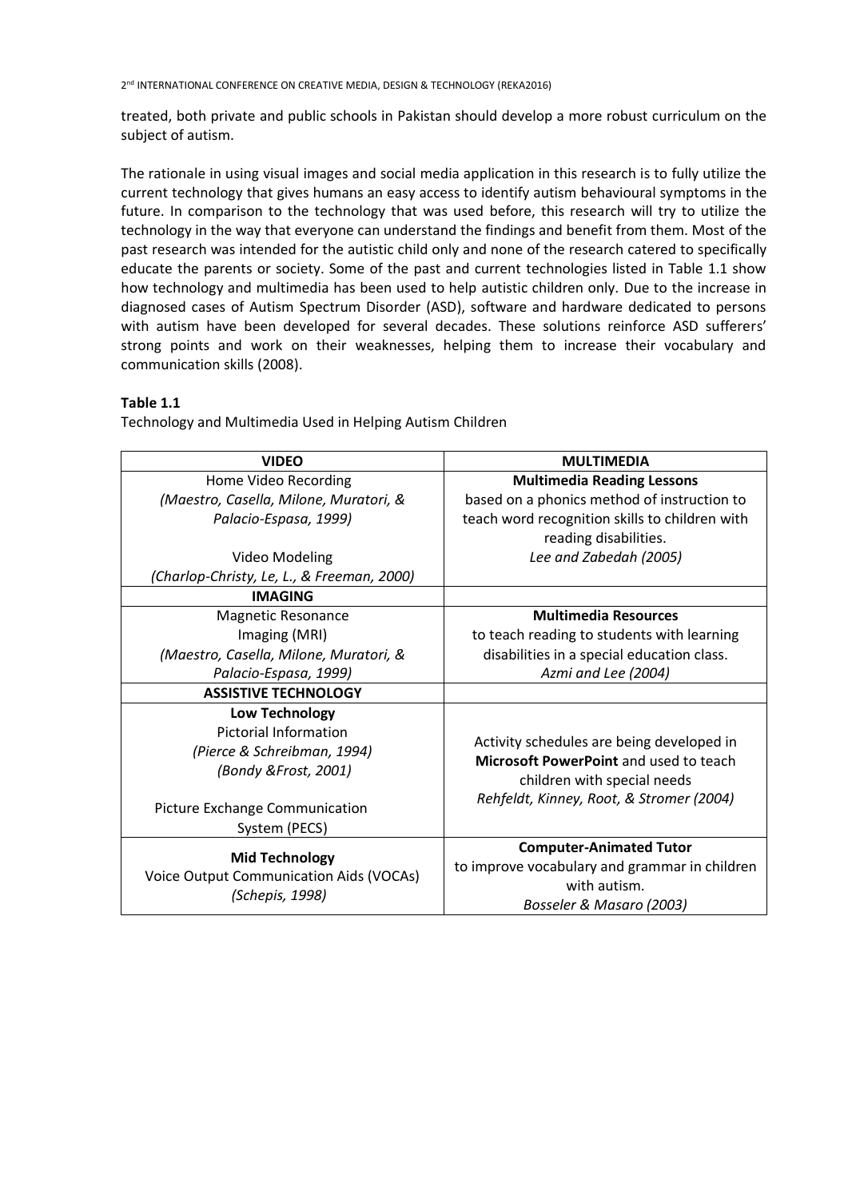treated, both private and public schools in Pakistan should develop a more robust curriculum on the subject of autism.

The rationale in using visual images and social media application in this research is to fully utilize the current technology that gives humans an easy access to identify autism behavioural symptoms in the future. In comparison to the technology that was used before, this research will try to utilize the technology in the way that everyone can understand the findings and benefit from them. Most of the past research was intended for the autistic child only and none of the research catered to specifically educate the parents or society. Some of the past and current technologies listed in Table 1.1 show how technology and multimedia has been used to help autistic children only. Due to the increase in diagnosed cases of Autism Spectrum Disorder (ASD), software and hardware dedicated to persons with autism have been developed for several decades. These solutions reinforce ASD sufferers' strong points and work on their weaknesses, helping them to increase their vocabulary and communication skills (2008).

**Table 1.1**

Technology and Multimedia Used in Helping Autism Children

| VIDEO | MULTIMEDIA |
|---|---|
| Home Video Recording<br>*(Maestro, Casella, Milone, Muratori, & Palacio-Espasa, 1999)*<br><br>Video Modeling<br>*(Charlop-Christy, Le, L., & Freeman, 2000)* | **Multimedia Reading Lessons**<br>based on a phonics method of instruction to teach word recognition skills to children with reading disabilities.<br>*Lee and Zabedah (2005)* |
| **IMAGING** | |
| Magnetic Resonance Imaging (MRI)<br>*(Maestro, Casella, Milone, Muratori, & Palacio-Espasa, 1999)* | **Multimedia Resources**<br>to teach reading to students with learning disabilities in a special education class.<br>*Azmi and Lee (2004)* |
| **ASSISTIVE TECHNOLOGY** | |
| **Low Technology**<br>Pictorial Information<br>*(Pierce & Schreibman, 1994)*<br>*(Bondy &Frost, 2001)*<br><br>Picture Exchange Communication System (PECS) | Activity schedules are being developed in **Microsoft PowerPoint** and used to teach children with special needs<br>*Rehfeldt, Kinney, Root, & Stromer (2004)* |
| **Mid Technology**<br>Voice Output Communication Aids (VOCAs)<br>*(Schepis, 1998)* | **Computer-Animated Tutor**<br>to improve vocabulary and grammar in children with autism.<br>*Bosseler & Masaro (2003)* |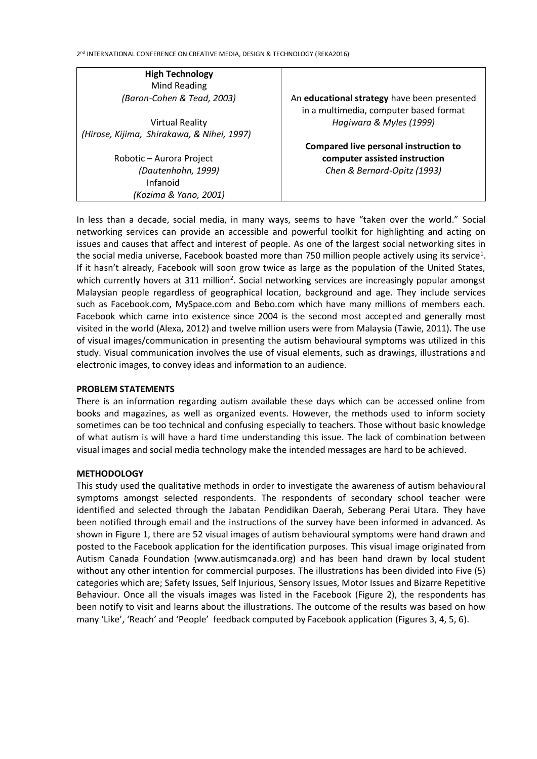| **High Technology**<br>Mind Reading<br>*(Baron-Cohen & Tead, 2003)*<br><br>Virtual Reality<br>*(Hirose, Kijima, Shirakawa, & Nihei, 1997)*<br><br>Robotic – Aurora Project<br>*(Dautenhahn, 1999)*<br>Infanoid<br>*(Kozima & Yano, 2001)* | An **educational strategy** have been presented in a multimedia, computer based format<br>*Hagiwara & Myles (1999)*<br><br>**Compared live personal instruction to computer assisted instruction**<br>*Chen & Bernard-Opitz (1993)* |
|---|---|

In less than a decade, social media, in many ways, seems to have "taken over the world." Social networking services can provide an accessible and powerful toolkit for highlighting and acting on issues and causes that affect and interest of people. As one of the largest social networking sites in the social media universe, Facebook boasted more than 750 million people actively using its service[1]. If it hasn't already, Facebook will soon grow twice as large as the population of the United States, which currently hovers at 311 million[2]. Social networking services are increasingly popular amongst Malaysian people regardless of geographical location, background and age. They include services such as Facebook.com, MySpace.com and Bebo.com which have many millions of members each. Facebook which came into existence since 2004 is the second most accepted and generally most visited in the world (Alexa, 2012) and twelve million users were from Malaysia (Tawie, 2011). The use of visual images/communication in presenting the autism behavioural symptoms was utilized in this study. Visual communication involves the use of visual elements, such as drawings, illustrations and electronic images, to convey ideas and information to an audience.

**PROBLEM STATEMENTS**

There is an information regarding autism available these days which can be accessed online from books and magazines, as well as organized events. However, the methods used to inform society sometimes can be too technical and confusing especially to teachers. Those without basic knowledge of what autism is will have a hard time understanding this issue. The lack of combination between visual images and social media technology make the intended messages are hard to be achieved.

**METHODOLOGY**

This study used the qualitative methods in order to investigate the awareness of autism behavioural symptoms amongst selected respondents. The respondents of secondary school teacher were identified and selected through the Jabatan Pendidikan Daerah, Seberang Perai Utara. They have been notified through email and the instructions of the survey have been informed in advanced. As shown in Figure 1, there are 52 visual images of autism behavioural symptoms were hand drawn and posted to the Facebook application for the identification purposes. This visual image originated from Autism Canada Foundation (www.autismcanada.org) and has been hand drawn by local student without any other intention for commercial purposes. The illustrations has been divided into Five (5) categories which are; Safety Issues, Self Injurious, Sensory Issues, Motor Issues and Bizarre Repetitive Behaviour. Once all the visuals images was listed in the Facebook (Figure 2), the respondents has been notify to visit and learns about the illustrations. The outcome of the results was based on how many 'Like', 'Reach' and 'People' feedback computed by Facebook application (Figures 3, 4, 5, 6).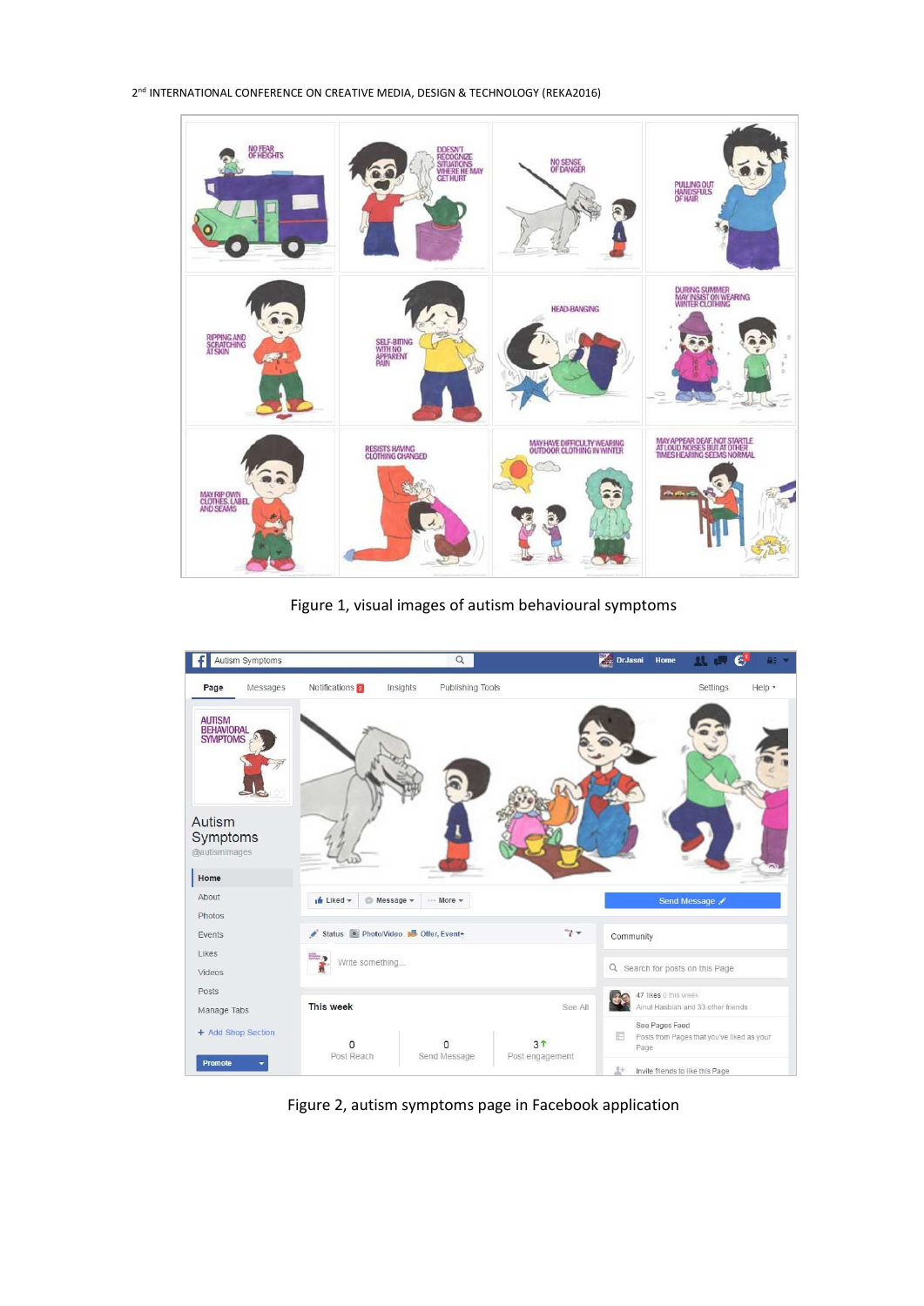Figure 1, visual images of autism behavioural symptoms

Figure 2, autism symptoms page in Facebook application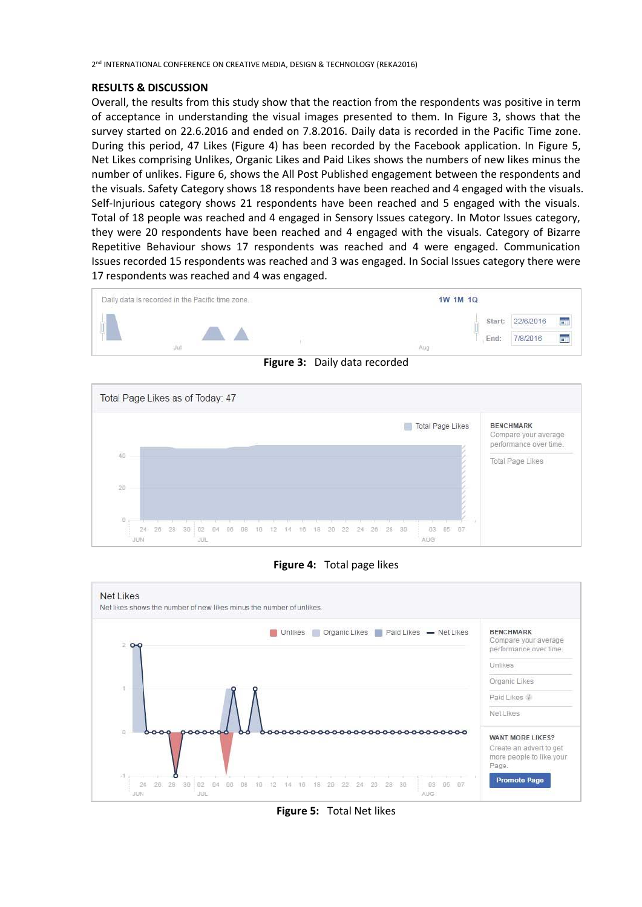## RESULTS & DISCUSSION

Overall, the results from this study show that the reaction from the respondents was positive in term of acceptance in understanding the visual images presented to them. In Figure 3, shows that the survey started on 22.6.2016 and ended on 7.8.2016. Daily data is recorded in the Pacific Time zone. During this period, 47 Likes (Figure 4) has been recorded by the Facebook application. In Figure 5, Net Likes comprising Unlikes, Organic Likes and Paid Likes shows the numbers of new likes minus the number of unlikes. Figure 6, shows the All Post Published engagement between the respondents and the visuals. Safety Category shows 18 respondents have been reached and 4 engaged with the visuals. Self-Injurious category shows 21 respondents have been reached and 5 engaged with the visuals. Total of 18 people was reached and 4 engaged in Sensory Issues category. In Motor Issues category, they were 20 respondents have been reached and 4 engaged with the visuals. Category of Bizarre Repetitive Behaviour shows 17 respondents was reached and 4 were engaged. Communication Issues recorded 15 respondents was reached and 3 was engaged. In Social Issues category there were 17 respondents was reached and 4 was engaged.

**Figure 3:** Daily data recorded

**Figure 4:** Total page likes

**Figure 5:** Total Net likes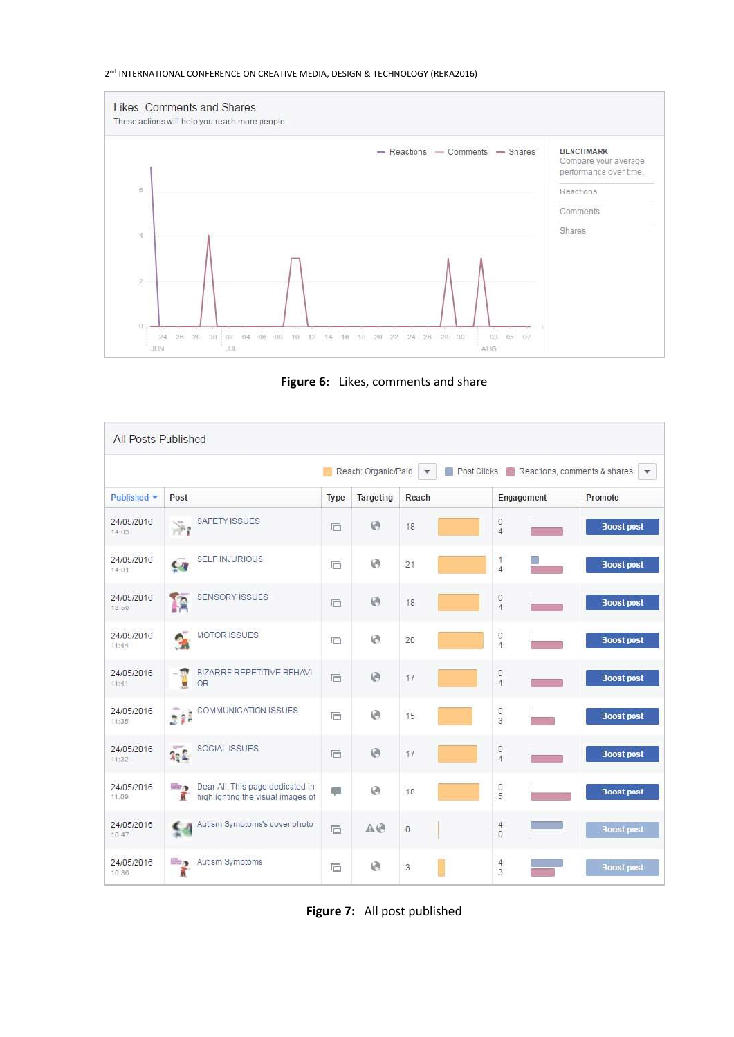**Figure 6:** Likes, comments and share

**Figure 7:** All post published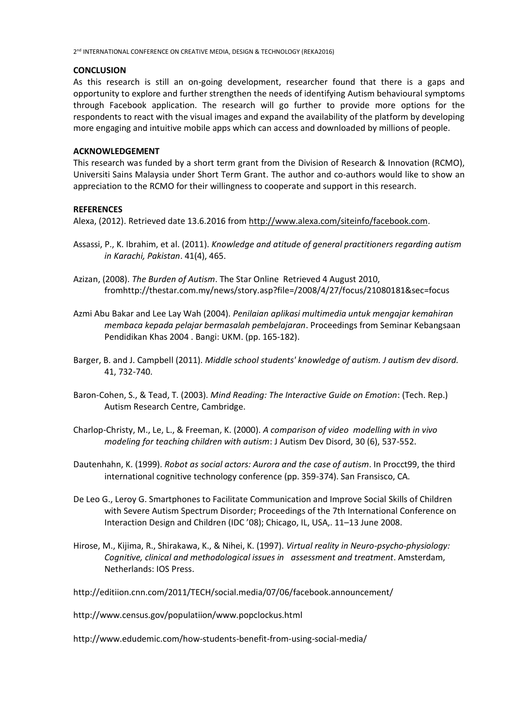## CONCLUSION

As this research is still an on-going development, researcher found that there is a gaps and opportunity to explore and further strengthen the needs of identifying Autism behavioural symptoms through Facebook application. The research will go further to provide more options for the respondents to react with the visual images and expand the availability of the platform by developing more engaging and intuitive mobile apps which can access and downloaded by millions of people.

## ACKNOWLEDGEMENT

This research was funded by a short term grant from the Division of Research & Innovation (RCMO), Universiti Sains Malaysia under Short Term Grant. The author and co-authors would like to show an appreciation to the RCMO for their willingness to cooperate and support in this research.

## REFERENCES

Alexa, (2012). Retrieved date 13.6.2016 from http://www.alexa.com/siteinfo/facebook.com.

Assassi, P., K. Ibrahim, et al. (2011). *Knowledge and atitude of general practitioners regarding autism in Karachi, Pakistan*. 41(4), 465.

Azizan, (2008). *The Burden of Autism*. The Star Online Retrieved 4 August 2010, fromhttp://thestar.com.my/news/story.asp?file=/2008/4/27/focus/21080181&sec=focus

Azmi Abu Bakar and Lee Lay Wah (2004). *Penilaian aplikasi multimedia untuk mengajar kemahiran membaca kepada pelajar bermasalah pembelajaran*. Proceedings from Seminar Kebangsaan Pendidikan Khas 2004 . Bangi: UKM. (pp. 165-182).

Barger, B. and J. Campbell (2011). *Middle school students' knowledge of autism. J autism dev disord.* 41, 732-740.

Baron-Cohen, S., & Tead, T. (2003). *Mind Reading: The Interactive Guide on Emotion*: (Tech. Rep.) Autism Research Centre, Cambridge.

Charlop-Christy, M., Le, L., & Freeman, K. (2000). *A comparison of video modelling with in vivo modeling for teaching children with autism*: J Autism Dev Disord, 30 (6), 537-552.

Dautenhahn, K. (1999). *Robot as social actors: Aurora and the case of autism*. In Procct99, the third international cognitive technology conference (pp. 359-374). San Fransisco, CA.

De Leo G., Leroy G. Smartphones to Facilitate Communication and Improve Social Skills of Children with Severe Autism Spectrum Disorder; Proceedings of the 7th International Conference on Interaction Design and Children (IDC '08); Chicago, IL, USA,. 11–13 June 2008.

Hirose, M., Kijima, R., Shirakawa, K., & Nihei, K. (1997). *Virtual reality in Neuro-psycho-physiology: Cognitive, clinical and methodological issues in assessment and treatment*. Amsterdam, Netherlands: IOS Press.

http://editiion.cnn.com/2011/TECH/social.media/07/06/facebook.announcement/

http://www.census.gov/populatiion/www.popclockus.html

http://www.edudemic.com/how-students-benefit-from-using-social-media/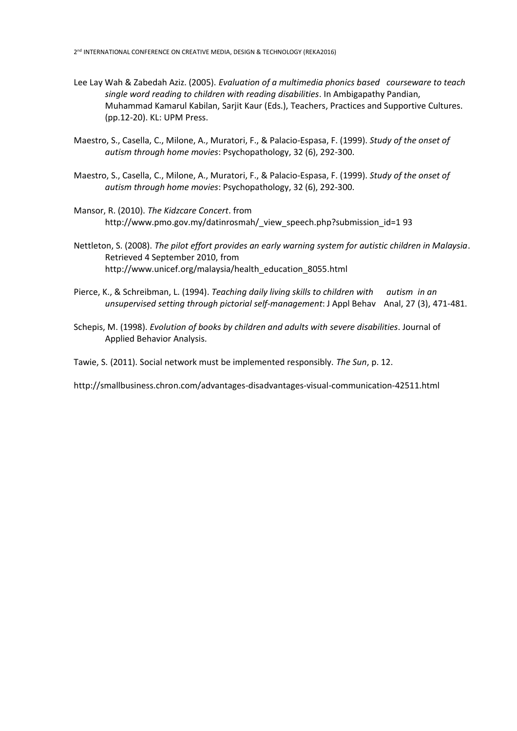Lee Lay Wah & Zabedah Aziz. (2005). *Evaluation of a multimedia phonics based courseware to teach single word reading to children with reading disabilities*. In Ambigapathy Pandian, Muhammad Kamarul Kabilan, Sarjit Kaur (Eds.), Teachers, Practices and Supportive Cultures. (pp.12-20). KL: UPM Press.

Maestro, S., Casella, C., Milone, A., Muratori, F., & Palacio-Espasa, F. (1999). *Study of the onset of autism through home movies*: Psychopathology, 32 (6), 292-300.

Maestro, S., Casella, C., Milone, A., Muratori, F., & Palacio-Espasa, F. (1999). *Study of the onset of autism through home movies*: Psychopathology, 32 (6), 292-300.

Mansor, R. (2010). *The Kidzcare Concert*. from http://www.pmo.gov.my/datinrosmah/_view_speech.php?submission_id=1 93

Nettleton, S. (2008). *The pilot effort provides an early warning system for autistic children in Malaysia*. Retrieved 4 September 2010, from http://www.unicef.org/malaysia/health_education_8055.html

Pierce, K., & Schreibman, L. (1994). *Teaching daily living skills to children with autism in an unsupervised setting through pictorial self-management*: J Appl Behav Anal, 27 (3), 471-481.

Schepis, M. (1998). *Evolution of books by children and adults with severe disabilities*. Journal of Applied Behavior Analysis.

Tawie, S. (2011). Social network must be implemented responsibly. *The Sun*, p. 12.

http://smallbusiness.chron.com/advantages-disadvantages-visual-communication-42511.html